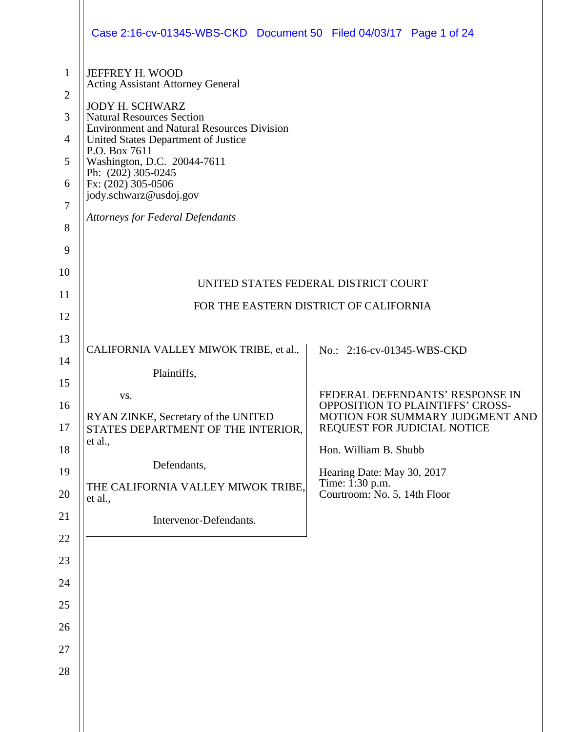JEFFREY H. WOOD
Acting Assistant Attorney General

JODY H. SCHWARZ
Natural Resources Section
Environment and Natural Resources Division
United States Department of Justice
P.O. Box 7611
Washington, D.C. 20044-7611
Ph: (202) 305-0245
Fx: (202) 305-0506
jody.schwarz@usdoj.gov

*Attorneys for Federal Defendants*

UNITED STATES FEDERAL DISTRICT COURT

FOR THE EASTERN DISTRICT OF CALIFORNIA

CALIFORNIA VALLEY MIWOK TRIBE, et al.,

Plaintiffs,

vs.

RYAN ZINKE, Secretary of the UNITED STATES DEPARTMENT OF THE INTERIOR, et al.,

Defendants,

THE CALIFORNIA VALLEY MIWOK TRIBE, et al.,

Intervenor-Defendants.

No.: 2:16-cv-01345-WBS-CKD

FEDERAL DEFENDANTS' RESPONSE IN OPPOSITION TO PLAINTIFFS' CROSS-MOTION FOR SUMMARY JUDGMENT AND REQUEST FOR JUDICIAL NOTICE

Hon. William B. Shubb

Hearing Date: May 30, 2017
Time: 1:30 p.m.
Courtroom: No. 5, 14th Floor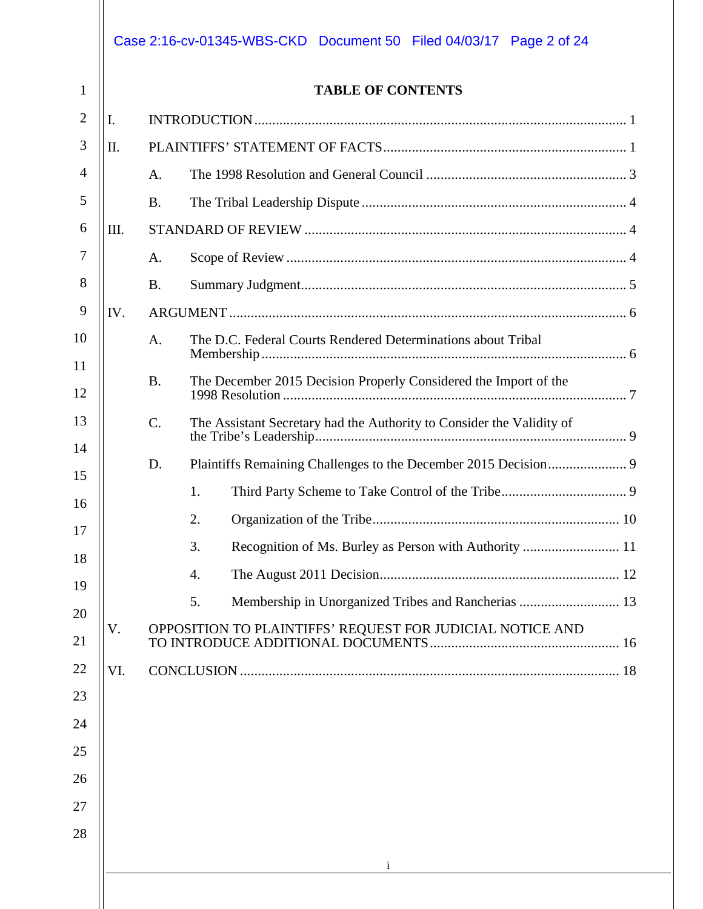# TABLE OF CONTENTS

I. INTRODUCTION ........ 1

II. PLAINTIFFS' STATEMENT OF FACTS ........ 1

- A. The 1998 Resolution and General Council ........ 3
- B. The Tribal Leadership Dispute ........ 4

III. STANDARD OF REVIEW ........ 4

- A. Scope of Review ........ 4
- B. Summary Judgment ........ 5

IV. ARGUMENT ........ 6

- A. The D.C. Federal Courts Rendered Determinations about Tribal Membership ........ 6
- B. The December 2015 Decision Properly Considered the Import of the 1998 Resolution ........ 7
- C. The Assistant Secretary had the Authority to Consider the Validity of the Tribe's Leadership ........ 9
- D. Plaintiffs Remaining Challenges to the December 2015 Decision ........ 9
  1. Third Party Scheme to Take Control of the Tribe ........ 9
  2. Organization of the Tribe ........ 10
  3. Recognition of Ms. Burley as Person with Authority ........ 11
  4. The August 2011 Decision ........ 12
  5. Membership in Unorganized Tribes and Rancherias ........ 13

V. OPPOSITION TO PLAINTIFFS' REQUEST FOR JUDICIAL NOTICE AND TO INTRODUCE ADDITIONAL DOCUMENTS ........ 16

VI. CONCLUSION ........ 18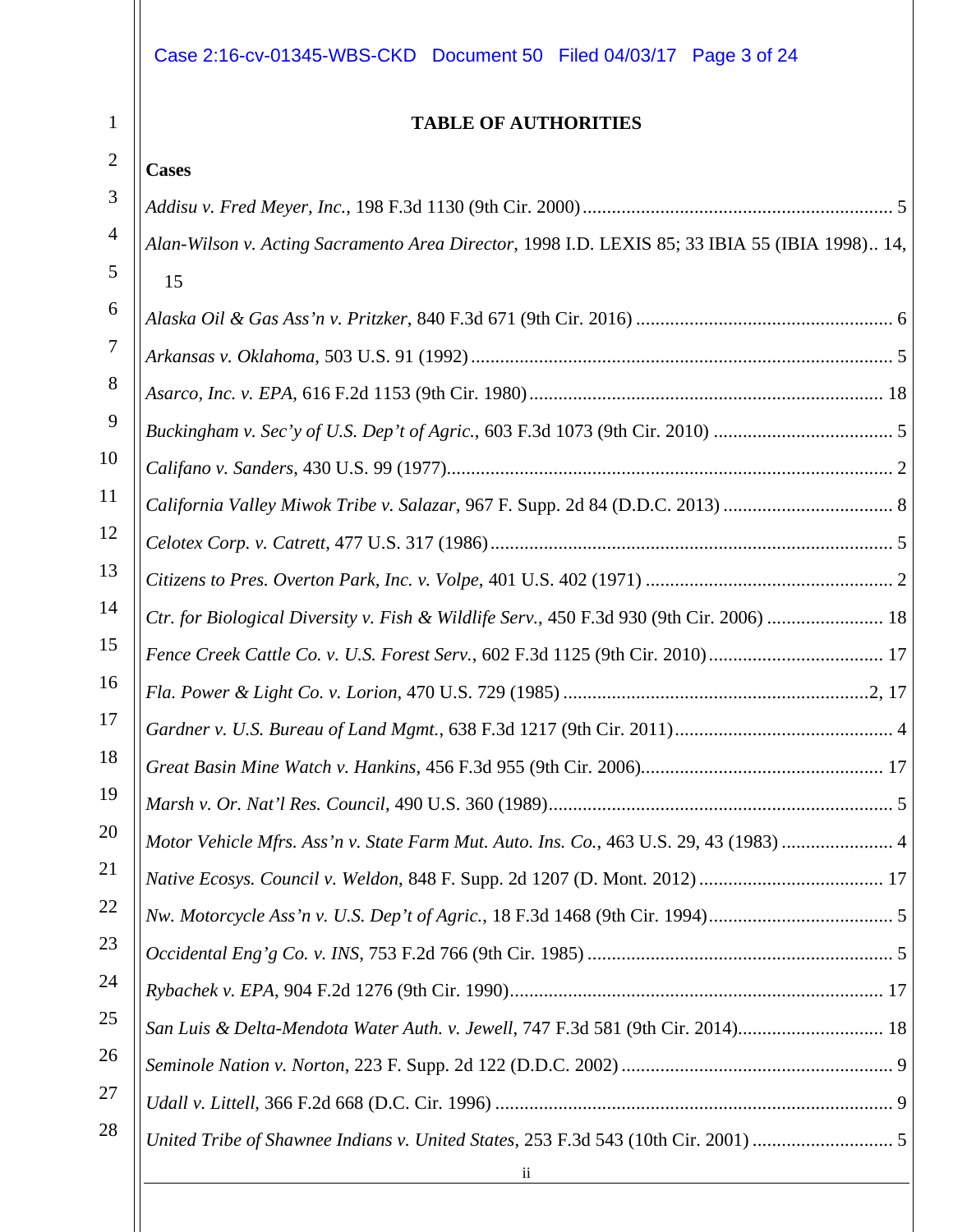## TABLE OF AUTHORITIES

**Cases**

*Addisu v. Fred Meyer, Inc.*, 198 F.3d 1130 (9th Cir. 2000) .......... 5

*Alan-Wilson v. Acting Sacramento Area Director*, 1998 I.D. LEXIS 85; 33 IBIA 55 (IBIA 1998) .. 14, 15

*Alaska Oil & Gas Ass'n v. Pritzker*, 840 F.3d 671 (9th Cir. 2016) .......... 6

*Arkansas v. Oklahoma*, 503 U.S. 91 (1992) .......... 5

*Asarco, Inc. v. EPA*, 616 F.2d 1153 (9th Cir. 1980) .......... 18

*Buckingham v. Sec'y of U.S. Dep't of Agric.*, 603 F.3d 1073 (9th Cir. 2010) .......... 5

*Califano v. Sanders*, 430 U.S. 99 (1977) .......... 2

*California Valley Miwok Tribe v. Salazar*, 967 F. Supp. 2d 84 (D.D.C. 2013) .......... 8

*Celotex Corp. v. Catrett*, 477 U.S. 317 (1986) .......... 5

*Citizens to Pres. Overton Park, Inc. v. Volpe*, 401 U.S. 402 (1971) .......... 2

*Ctr. for Biological Diversity v. Fish & Wildlife Serv.*, 450 F.3d 930 (9th Cir. 2006) .......... 18

*Fence Creek Cattle Co. v. U.S. Forest Serv.*, 602 F.3d 1125 (9th Cir. 2010) .......... 17

*Fla. Power & Light Co. v. Lorion*, 470 U.S. 729 (1985) .......... 2, 17

*Gardner v. U.S. Bureau of Land Mgmt.*, 638 F.3d 1217 (9th Cir. 2011) .......... 4

*Great Basin Mine Watch v. Hankins*, 456 F.3d 955 (9th Cir. 2006) .......... 17

*Marsh v. Or. Nat'l Res. Council*, 490 U.S. 360 (1989) .......... 5

*Motor Vehicle Mfrs. Ass'n v. State Farm Mut. Auto. Ins. Co.*, 463 U.S. 29, 43 (1983) .......... 4

*Native Ecosys. Council v. Weldon*, 848 F. Supp. 2d 1207 (D. Mont. 2012) .......... 17

*Nw. Motorcycle Ass'n v. U.S. Dep't of Agric.*, 18 F.3d 1468 (9th Cir. 1994) .......... 5

*Occidental Eng'g Co. v. INS*, 753 F.2d 766 (9th Cir. 1985) .......... 5

*Rybachek v. EPA*, 904 F.2d 1276 (9th Cir. 1990) .......... 17

*San Luis & Delta-Mendota Water Auth. v. Jewell*, 747 F.3d 581 (9th Cir. 2014) .......... 18

*Seminole Nation v. Norton*, 223 F. Supp. 2d 122 (D.D.C. 2002) .......... 9

*Udall v. Littell*, 366 F.2d 668 (D.C. Cir. 1996) .......... 9

*United Tribe of Shawnee Indians v. United States*, 253 F.3d 543 (10th Cir. 2001) .......... 5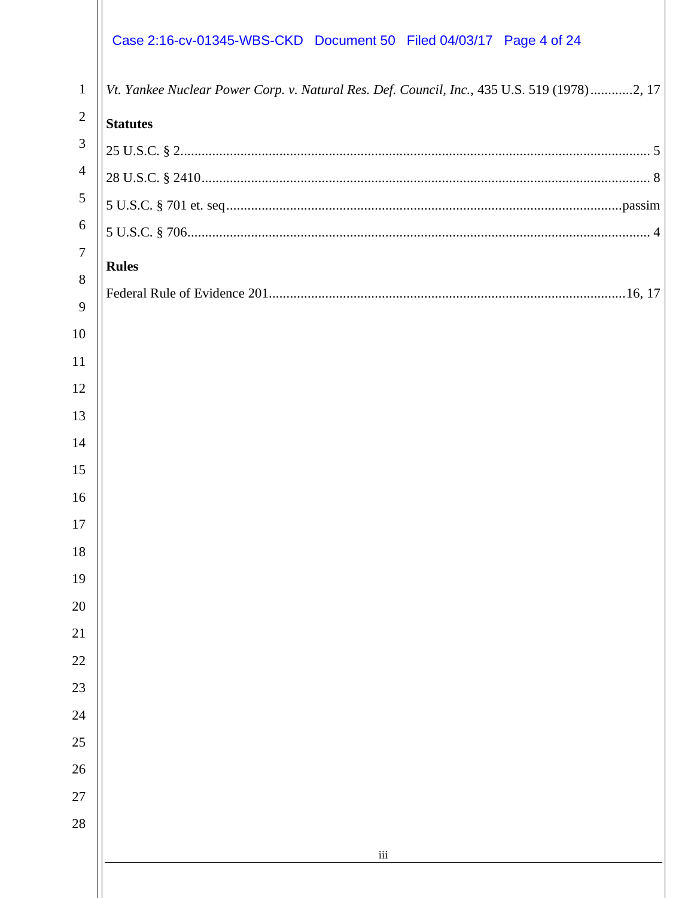*Vt. Yankee Nuclear Power Corp. v. Natural Res. Def. Council, Inc.*, 435 U.S. 519 (1978)............2, 17

**Statutes**

25 U.S.C. § 2.................................................................................................................................. 5

28 U.S.C. § 2410............................................................................................................................ 8

5 U.S.C. § 701 et. seq.............................................................................................................passim

5 U.S.C. § 706................................................................................................................................ 4

**Rules**

Federal Rule of Evidence 201..................................................................................................16, 17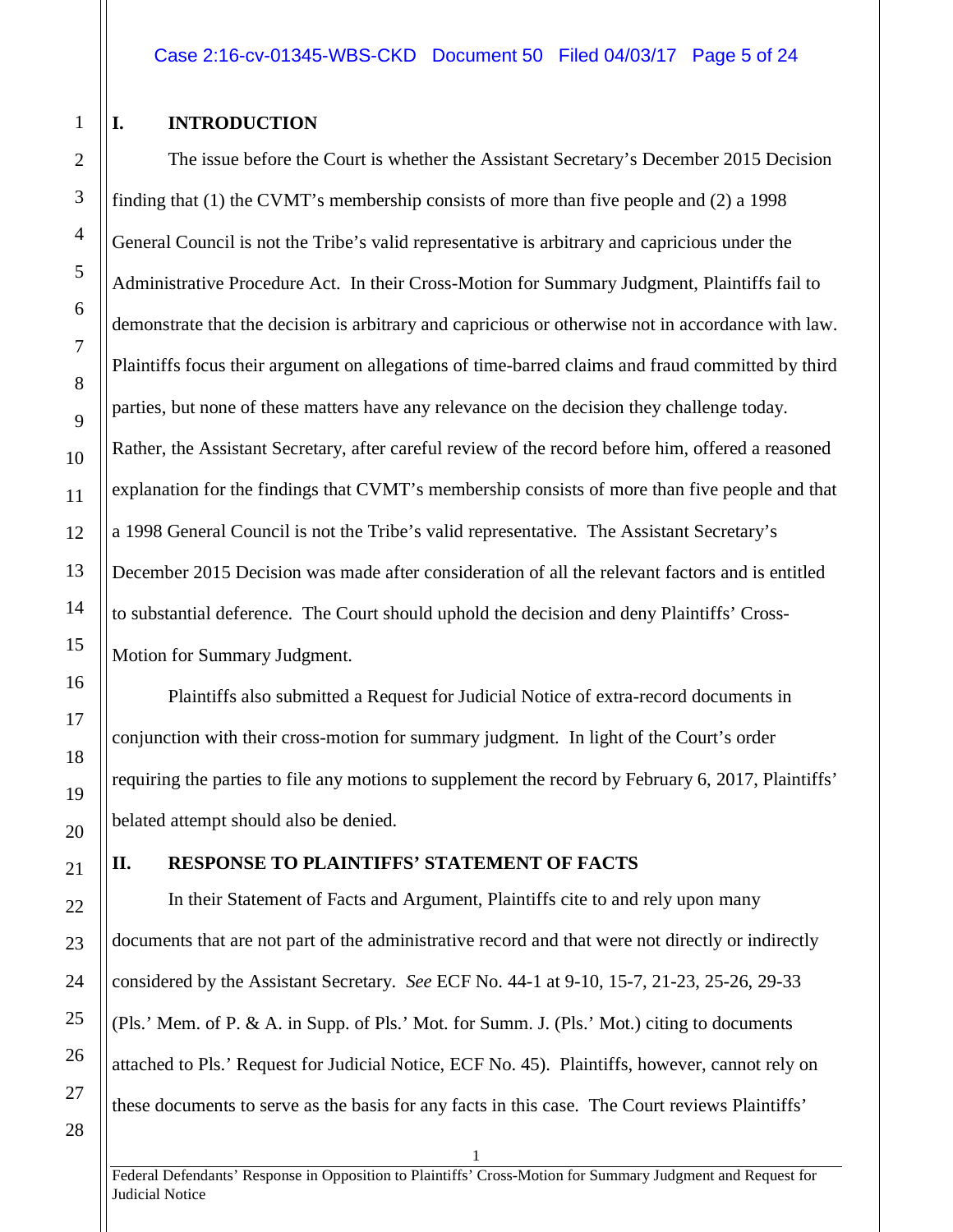## I. INTRODUCTION

The issue before the Court is whether the Assistant Secretary's December 2015 Decision finding that (1) the CVMT's membership consists of more than five people and (2) a 1998 General Council is not the Tribe's valid representative is arbitrary and capricious under the Administrative Procedure Act. In their Cross-Motion for Summary Judgment, Plaintiffs fail to demonstrate that the decision is arbitrary and capricious or otherwise not in accordance with law. Plaintiffs focus their argument on allegations of time-barred claims and fraud committed by third parties, but none of these matters have any relevance on the decision they challenge today. Rather, the Assistant Secretary, after careful review of the record before him, offered a reasoned explanation for the findings that CVMT's membership consists of more than five people and that a 1998 General Council is not the Tribe's valid representative. The Assistant Secretary's December 2015 Decision was made after consideration of all the relevant factors and is entitled to substantial deference. The Court should uphold the decision and deny Plaintiffs' Cross-Motion for Summary Judgment.

Plaintiffs also submitted a Request for Judicial Notice of extra-record documents in conjunction with their cross-motion for summary judgment. In light of the Court's order requiring the parties to file any motions to supplement the record by February 6, 2017, Plaintiffs' belated attempt should also be denied.

## II. RESPONSE TO PLAINTIFFS' STATEMENT OF FACTS

In their Statement of Facts and Argument, Plaintiffs cite to and rely upon many documents that are not part of the administrative record and that were not directly or indirectly considered by the Assistant Secretary. *See* ECF No. 44-1 at 9-10, 15-7, 21-23, 25-26, 29-33 (Pls.' Mem. of P. & A. in Supp. of Pls.' Mot. for Summ. J. (Pls.' Mot.) citing to documents attached to Pls.' Request for Judicial Notice, ECF No. 45). Plaintiffs, however, cannot rely on these documents to serve as the basis for any facts in this case. The Court reviews Plaintiffs'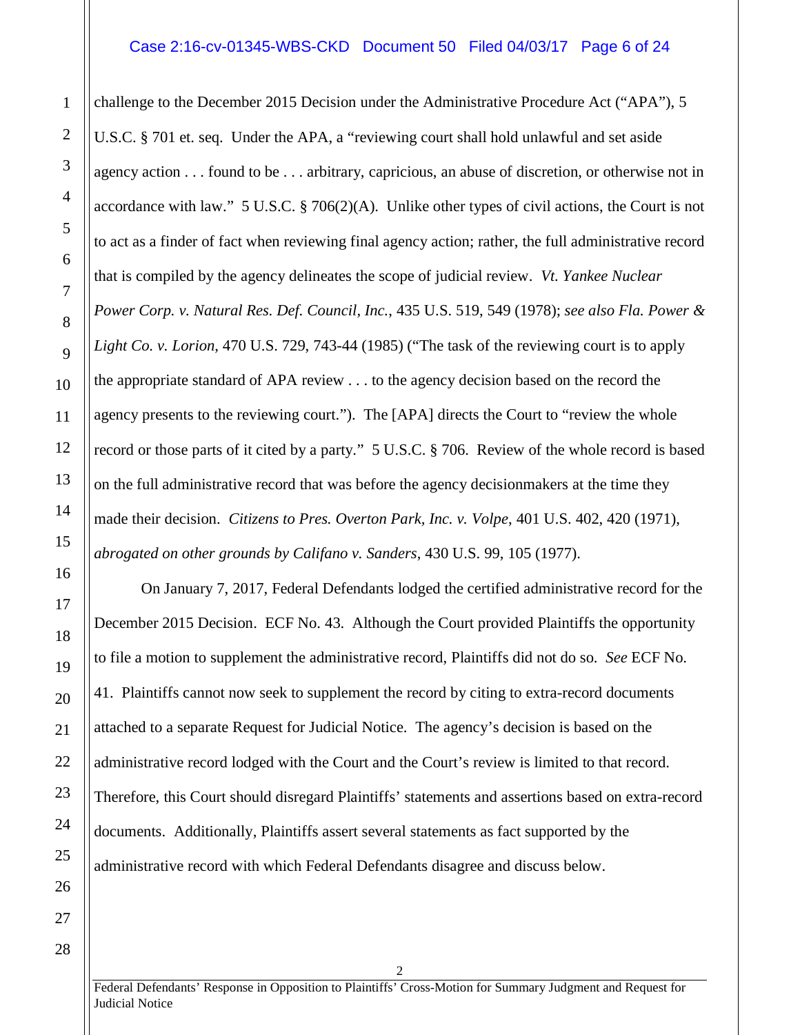challenge to the December 2015 Decision under the Administrative Procedure Act ("APA"), 5 U.S.C. § 701 et. seq. Under the APA, a "reviewing court shall hold unlawful and set aside agency action . . . found to be . . . arbitrary, capricious, an abuse of discretion, or otherwise not in accordance with law." 5 U.S.C. § 706(2)(A). Unlike other types of civil actions, the Court is not to act as a finder of fact when reviewing final agency action; rather, the full administrative record that is compiled by the agency delineates the scope of judicial review. *Vt. Yankee Nuclear Power Corp. v. Natural Res. Def. Council, Inc.*, 435 U.S. 519, 549 (1978); *see also Fla. Power & Light Co. v. Lorion*, 470 U.S. 729, 743-44 (1985) ("The task of the reviewing court is to apply the appropriate standard of APA review . . . to the agency decision based on the record the agency presents to the reviewing court."). The [APA] directs the Court to "review the whole record or those parts of it cited by a party." 5 U.S.C. § 706. Review of the whole record is based on the full administrative record that was before the agency decisionmakers at the time they made their decision. *Citizens to Pres. Overton Park, Inc. v. Volpe*, 401 U.S. 402, 420 (1971), *abrogated on other grounds by Califano v. Sanders*, 430 U.S. 99, 105 (1977).

On January 7, 2017, Federal Defendants lodged the certified administrative record for the December 2015 Decision. ECF No. 43. Although the Court provided Plaintiffs the opportunity to file a motion to supplement the administrative record, Plaintiffs did not do so. *See* ECF No. 41. Plaintiffs cannot now seek to supplement the record by citing to extra-record documents attached to a separate Request for Judicial Notice. The agency's decision is based on the administrative record lodged with the Court and the Court's review is limited to that record. Therefore, this Court should disregard Plaintiffs' statements and assertions based on extra-record documents. Additionally, Plaintiffs assert several statements as fact supported by the administrative record with which Federal Defendants disagree and discuss below.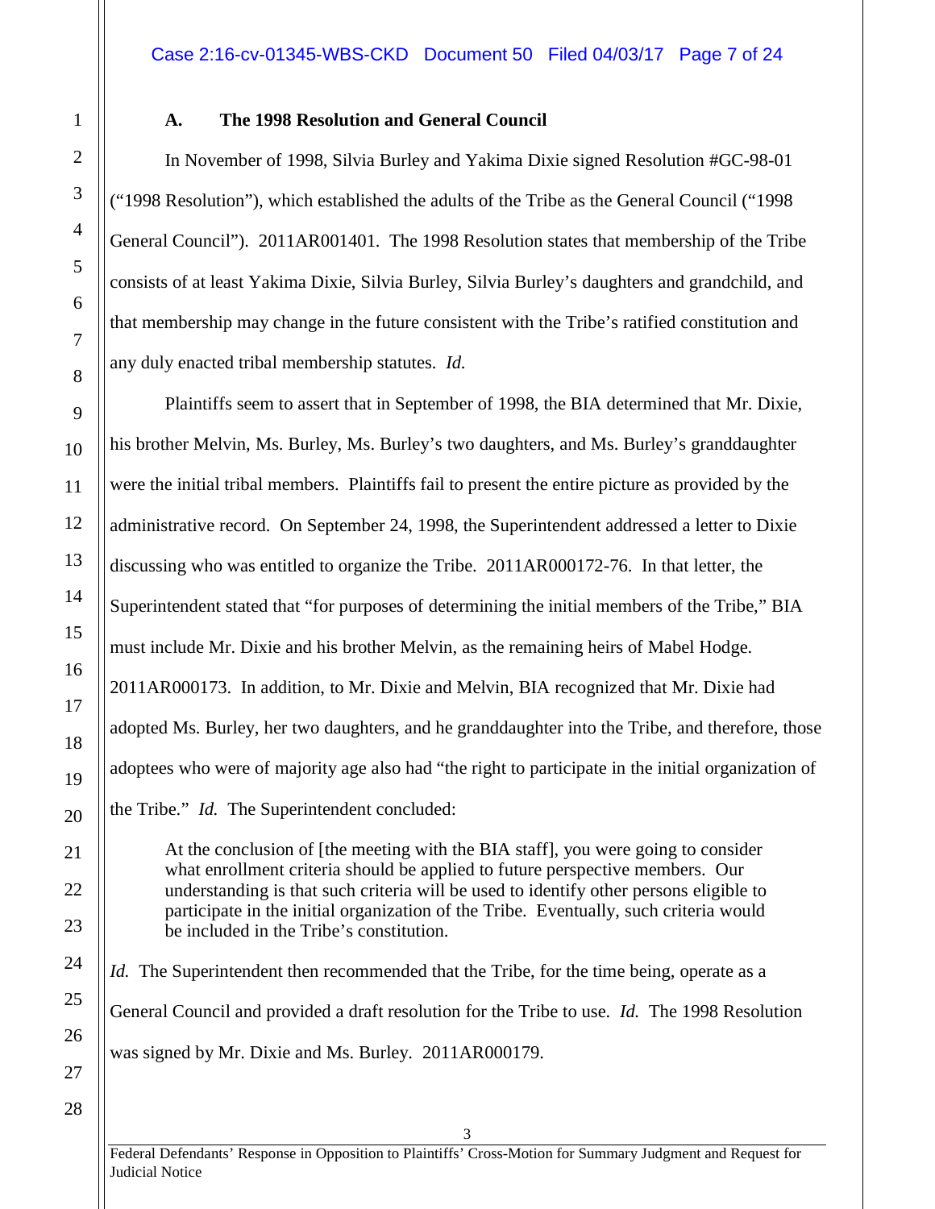### A. The 1998 Resolution and General Council

In November of 1998, Silvia Burley and Yakima Dixie signed Resolution #GC-98-01 ("1998 Resolution"), which established the adults of the Tribe as the General Council ("1998 General Council"). 2011AR001401. The 1998 Resolution states that membership of the Tribe consists of at least Yakima Dixie, Silvia Burley, Silvia Burley's daughters and grandchild, and that membership may change in the future consistent with the Tribe's ratified constitution and any duly enacted tribal membership statutes. *Id.*

Plaintiffs seem to assert that in September of 1998, the BIA determined that Mr. Dixie, his brother Melvin, Ms. Burley, Ms. Burley's two daughters, and Ms. Burley's granddaughter were the initial tribal members. Plaintiffs fail to present the entire picture as provided by the administrative record. On September 24, 1998, the Superintendent addressed a letter to Dixie discussing who was entitled to organize the Tribe. 2011AR000172-76. In that letter, the Superintendent stated that "for purposes of determining the initial members of the Tribe," BIA must include Mr. Dixie and his brother Melvin, as the remaining heirs of Mabel Hodge. 2011AR000173. In addition, to Mr. Dixie and Melvin, BIA recognized that Mr. Dixie had adopted Ms. Burley, her two daughters, and he granddaughter into the Tribe, and therefore, those adoptees who were of majority age also had "the right to participate in the initial organization of the Tribe." *Id.* The Superintendent concluded:

> At the conclusion of [the meeting with the BIA staff], you were going to consider what enrollment criteria should be applied to future perspective members. Our understanding is that such criteria will be used to identify other persons eligible to participate in the initial organization of the Tribe. Eventually, such criteria would be included in the Tribe's constitution.

*Id.* The Superintendent then recommended that the Tribe, for the time being, operate as a General Council and provided a draft resolution for the Tribe to use. *Id.* The 1998 Resolution was signed by Mr. Dixie and Ms. Burley. 2011AR000179.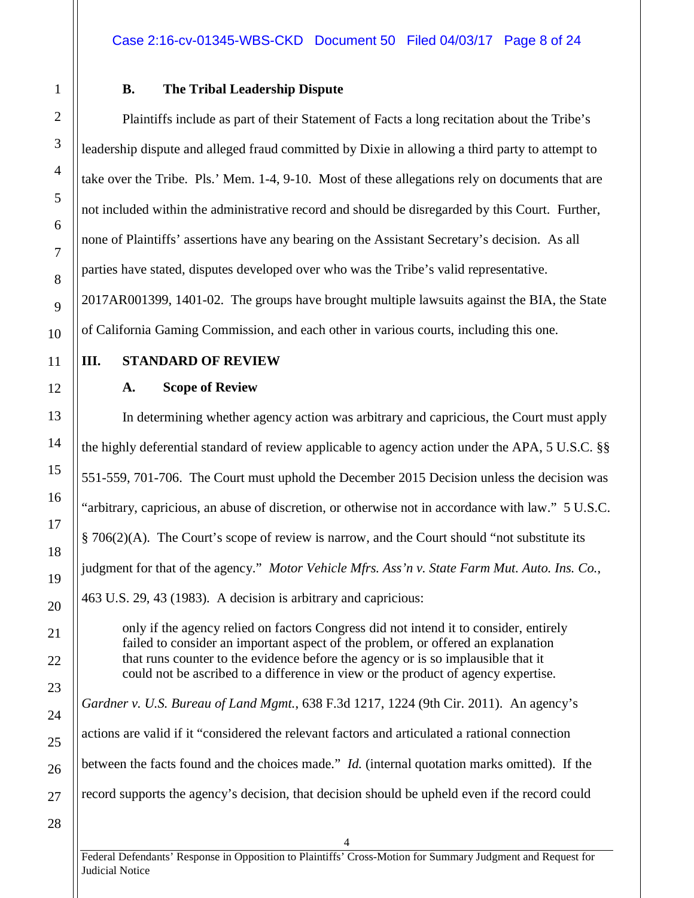### B. The Tribal Leadership Dispute

Plaintiffs include as part of their Statement of Facts a long recitation about the Tribe's leadership dispute and alleged fraud committed by Dixie in allowing a third party to attempt to take over the Tribe. Pls.' Mem. 1-4, 9-10. Most of these allegations rely on documents that are not included within the administrative record and should be disregarded by this Court. Further, none of Plaintiffs' assertions have any bearing on the Assistant Secretary's decision. As all parties have stated, disputes developed over who was the Tribe's valid representative. 2017AR001399, 1401-02. The groups have brought multiple lawsuits against the BIA, the State of California Gaming Commission, and each other in various courts, including this one.

## III. STANDARD OF REVIEW

### A. Scope of Review

In determining whether agency action was arbitrary and capricious, the Court must apply the highly deferential standard of review applicable to agency action under the APA, 5 U.S.C. §§ 551-559, 701-706. The Court must uphold the December 2015 Decision unless the decision was "arbitrary, capricious, an abuse of discretion, or otherwise not in accordance with law." 5 U.S.C. § 706(2)(A). The Court's scope of review is narrow, and the Court should "not substitute its judgment for that of the agency." *Motor Vehicle Mfrs. Ass'n v. State Farm Mut. Auto. Ins. Co.*, 463 U.S. 29, 43 (1983). A decision is arbitrary and capricious:

> only if the agency relied on factors Congress did not intend it to consider, entirely failed to consider an important aspect of the problem, or offered an explanation that runs counter to the evidence before the agency or is so implausible that it could not be ascribed to a difference in view or the product of agency expertise.

*Gardner v. U.S. Bureau of Land Mgmt.*, 638 F.3d 1217, 1224 (9th Cir. 2011). An agency's actions are valid if it "considered the relevant factors and articulated a rational connection between the facts found and the choices made." *Id.* (internal quotation marks omitted). If the record supports the agency's decision, that decision should be upheld even if the record could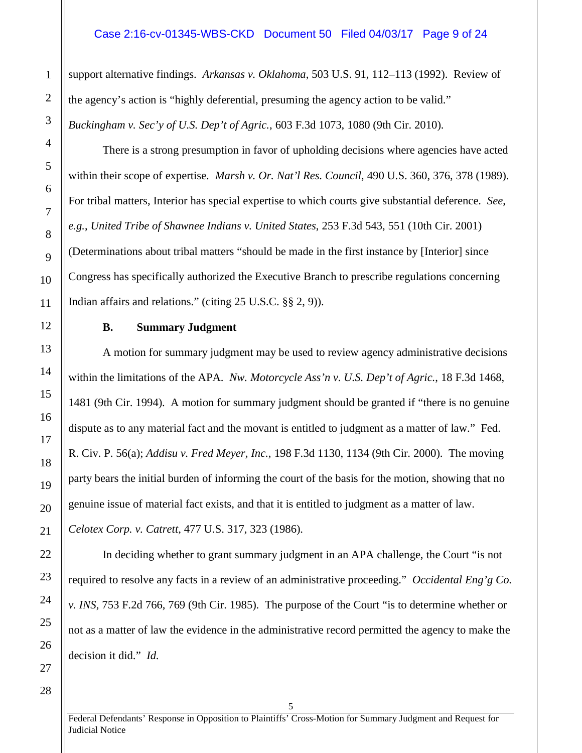support alternative findings. *Arkansas v. Oklahoma*, 503 U.S. 91, 112–113 (1992). Review of the agency's action is "highly deferential, presuming the agency action to be valid." *Buckingham v. Sec'y of U.S. Dep't of Agric.*, 603 F.3d 1073, 1080 (9th Cir. 2010).

There is a strong presumption in favor of upholding decisions where agencies have acted within their scope of expertise. *Marsh v. Or. Nat'l Res. Council*, 490 U.S. 360, 376, 378 (1989). For tribal matters, Interior has special expertise to which courts give substantial deference. *See, e.g.*, *United Tribe of Shawnee Indians v. United States*, 253 F.3d 543, 551 (10th Cir. 2001) (Determinations about tribal matters "should be made in the first instance by [Interior] since Congress has specifically authorized the Executive Branch to prescribe regulations concerning Indian affairs and relations." (citing 25 U.S.C. §§ 2, 9)).

### B. Summary Judgment

A motion for summary judgment may be used to review agency administrative decisions within the limitations of the APA. *Nw. Motorcycle Ass'n v. U.S. Dep't of Agric.*, 18 F.3d 1468, 1481 (9th Cir. 1994). A motion for summary judgment should be granted if "there is no genuine dispute as to any material fact and the movant is entitled to judgment as a matter of law." Fed. R. Civ. P. 56(a); *Addisu v. Fred Meyer, Inc.*, 198 F.3d 1130, 1134 (9th Cir. 2000). The moving party bears the initial burden of informing the court of the basis for the motion, showing that no genuine issue of material fact exists, and that it is entitled to judgment as a matter of law. *Celotex Corp. v. Catrett*, 477 U.S. 317, 323 (1986).

In deciding whether to grant summary judgment in an APA challenge, the Court "is not required to resolve any facts in a review of an administrative proceeding." *Occidental Eng'g Co. v. INS*, 753 F.2d 766, 769 (9th Cir. 1985). The purpose of the Court "is to determine whether or not as a matter of law the evidence in the administrative record permitted the agency to make the decision it did." *Id.*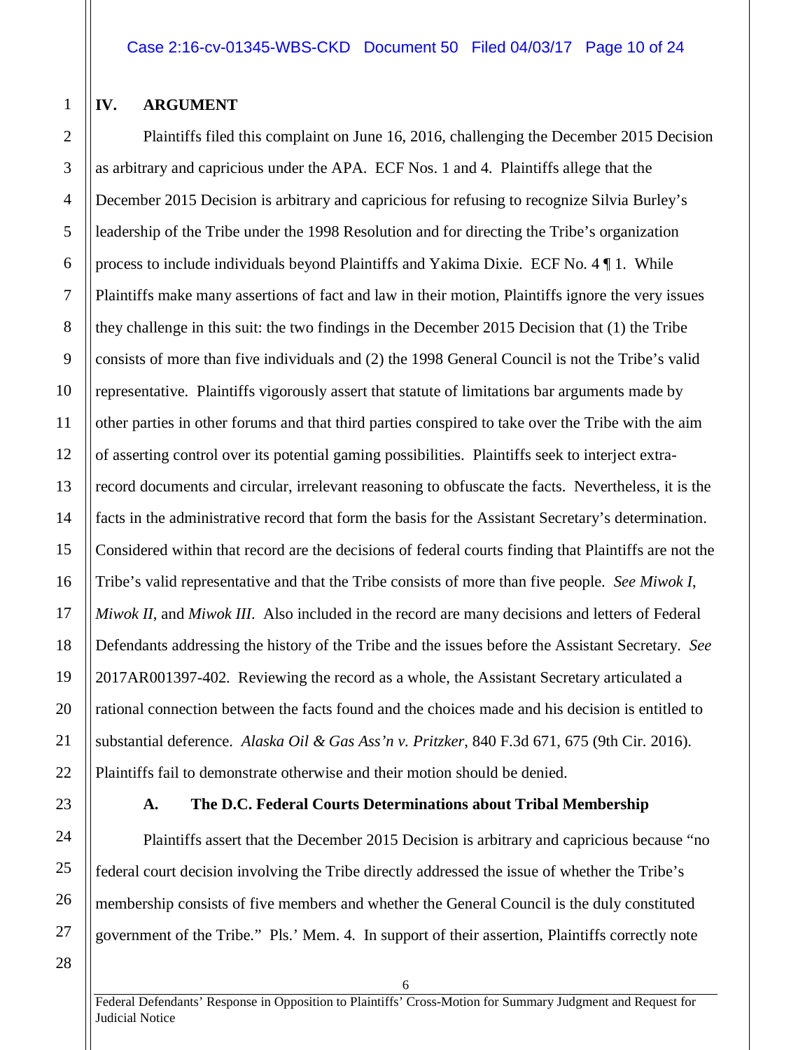## IV. ARGUMENT

Plaintiffs filed this complaint on June 16, 2016, challenging the December 2015 Decision as arbitrary and capricious under the APA. ECF Nos. 1 and 4. Plaintiffs allege that the December 2015 Decision is arbitrary and capricious for refusing to recognize Silvia Burley's leadership of the Tribe under the 1998 Resolution and for directing the Tribe's organization process to include individuals beyond Plaintiffs and Yakima Dixie. ECF No. 4 ¶ 1. While Plaintiffs make many assertions of fact and law in their motion, Plaintiffs ignore the very issues they challenge in this suit: the two findings in the December 2015 Decision that (1) the Tribe consists of more than five individuals and (2) the 1998 General Council is not the Tribe's valid representative. Plaintiffs vigorously assert that statute of limitations bar arguments made by other parties in other forums and that third parties conspired to take over the Tribe with the aim of asserting control over its potential gaming possibilities. Plaintiffs seek to interject extra-record documents and circular, irrelevant reasoning to obfuscate the facts. Nevertheless, it is the facts in the administrative record that form the basis for the Assistant Secretary's determination. Considered within that record are the decisions of federal courts finding that Plaintiffs are not the Tribe's valid representative and that the Tribe consists of more than five people. *See Miwok I*, *Miwok II*, and *Miwok III*. Also included in the record are many decisions and letters of Federal Defendants addressing the history of the Tribe and the issues before the Assistant Secretary. *See* 2017AR001397-402. Reviewing the record as a whole, the Assistant Secretary articulated a rational connection between the facts found and the choices made and his decision is entitled to substantial deference. *Alaska Oil & Gas Ass'n v. Pritzker*, 840 F.3d 671, 675 (9th Cir. 2016). Plaintiffs fail to demonstrate otherwise and their motion should be denied.

### A. The D.C. Federal Courts Determinations about Tribal Membership

Plaintiffs assert that the December 2015 Decision is arbitrary and capricious because "no federal court decision involving the Tribe directly addressed the issue of whether the Tribe's membership consists of five members and whether the General Council is the duly constituted government of the Tribe." Pls.' Mem. 4. In support of their assertion, Plaintiffs correctly note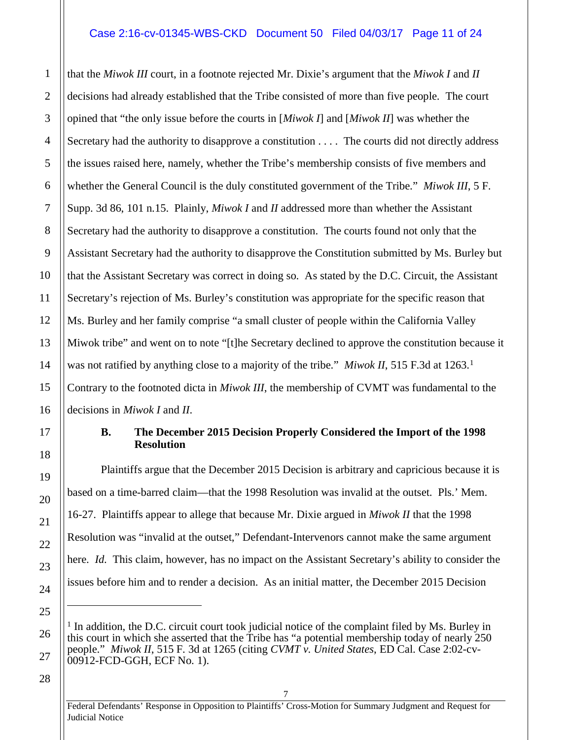that the *Miwok III* court, in a footnote rejected Mr. Dixie's argument that the *Miwok I* and *II* decisions had already established that the Tribe consisted of more than five people. The court opined that "the only issue before the courts in [*Miwok I*] and [*Miwok II*] was whether the Secretary had the authority to disapprove a constitution . . . . The courts did not directly address the issues raised here, namely, whether the Tribe's membership consists of five members and whether the General Council is the duly constituted government of the Tribe." *Miwok III*, 5 F. Supp. 3d 86, 101 n.15. Plainly, *Miwok I* and *II* addressed more than whether the Assistant Secretary had the authority to disapprove a constitution. The courts found not only that the Assistant Secretary had the authority to disapprove the Constitution submitted by Ms. Burley but that the Assistant Secretary was correct in doing so. As stated by the D.C. Circuit, the Assistant Secretary's rejection of Ms. Burley's constitution was appropriate for the specific reason that Ms. Burley and her family comprise "a small cluster of people within the California Valley Miwok tribe" and went on to note "[t]he Secretary declined to approve the constitution because it was not ratified by anything close to a majority of the tribe." *Miwok II*, 515 F.3d at 1263.[1] Contrary to the footnoted dicta in *Miwok III*, the membership of CVMT was fundamental to the decisions in *Miwok I* and *II*.

### B. The December 2015 Decision Properly Considered the Import of the 1998 Resolution

Plaintiffs argue that the December 2015 Decision is arbitrary and capricious because it is based on a time-barred claim—that the 1998 Resolution was invalid at the outset. Pls.' Mem. 16-27. Plaintiffs appear to allege that because Mr. Dixie argued in *Miwok II* that the 1998 Resolution was "invalid at the outset," Defendant-Intervenors cannot make the same argument here. *Id.* This claim, however, has no impact on the Assistant Secretary's ability to consider the issues before him and to render a decision. As an initial matter, the December 2015 Decision

---

[1] In addition, the D.C. circuit court took judicial notice of the complaint filed by Ms. Burley in this court in which she asserted that the Tribe has "a potential membership today of nearly 250 people." *Miwok II*, 515 F. 3d at 1265 (citing *CVMT v. United States*, ED Cal. Case 2:02-cv-00912-FCD-GGH, ECF No. 1).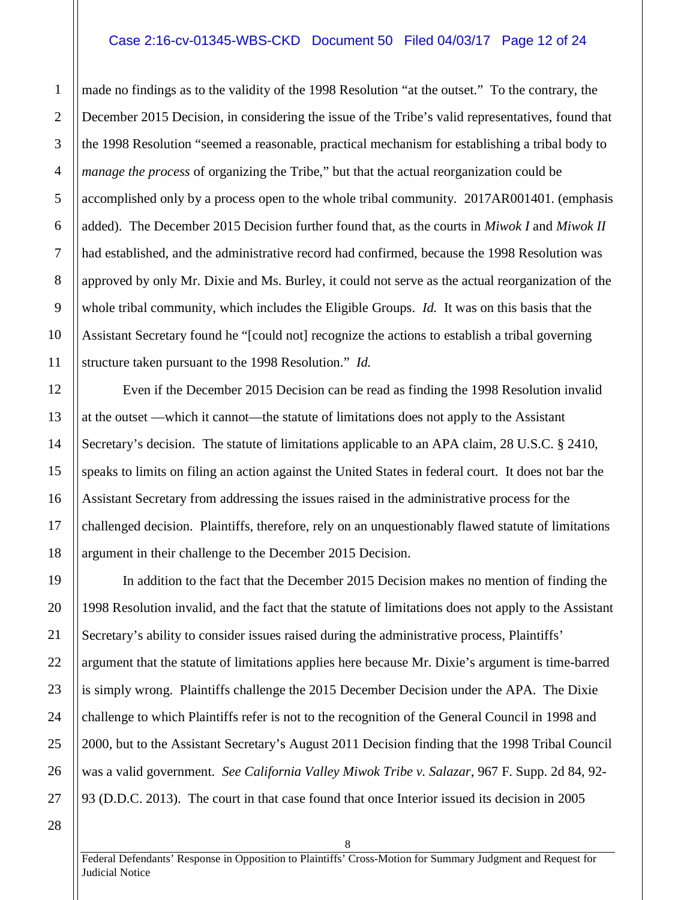made no findings as to the validity of the 1998 Resolution "at the outset." To the contrary, the December 2015 Decision, in considering the issue of the Tribe's valid representatives, found that the 1998 Resolution "seemed a reasonable, practical mechanism for establishing a tribal body to *manage the process* of organizing the Tribe," but that the actual reorganization could be accomplished only by a process open to the whole tribal community. 2017AR001401. (emphasis added). The December 2015 Decision further found that, as the courts in *Miwok I* and *Miwok II* had established, and the administrative record had confirmed, because the 1998 Resolution was approved by only Mr. Dixie and Ms. Burley, it could not serve as the actual reorganization of the whole tribal community, which includes the Eligible Groups. *Id.* It was on this basis that the Assistant Secretary found he "[could not] recognize the actions to establish a tribal governing structure taken pursuant to the 1998 Resolution." *Id.*

Even if the December 2015 Decision can be read as finding the 1998 Resolution invalid at the outset —which it cannot—the statute of limitations does not apply to the Assistant Secretary's decision. The statute of limitations applicable to an APA claim, 28 U.S.C. § 2410, speaks to limits on filing an action against the United States in federal court. It does not bar the Assistant Secretary from addressing the issues raised in the administrative process for the challenged decision. Plaintiffs, therefore, rely on an unquestionably flawed statute of limitations argument in their challenge to the December 2015 Decision.

In addition to the fact that the December 2015 Decision makes no mention of finding the 1998 Resolution invalid, and the fact that the statute of limitations does not apply to the Assistant Secretary's ability to consider issues raised during the administrative process, Plaintiffs' argument that the statute of limitations applies here because Mr. Dixie's argument is time-barred is simply wrong. Plaintiffs challenge the 2015 December Decision under the APA. The Dixie challenge to which Plaintiffs refer is not to the recognition of the General Council in 1998 and 2000, but to the Assistant Secretary's August 2011 Decision finding that the 1998 Tribal Council was a valid government. *See California Valley Miwok Tribe v. Salazar*, 967 F. Supp. 2d 84, 92-93 (D.D.C. 2013). The court in that case found that once Interior issued its decision in 2005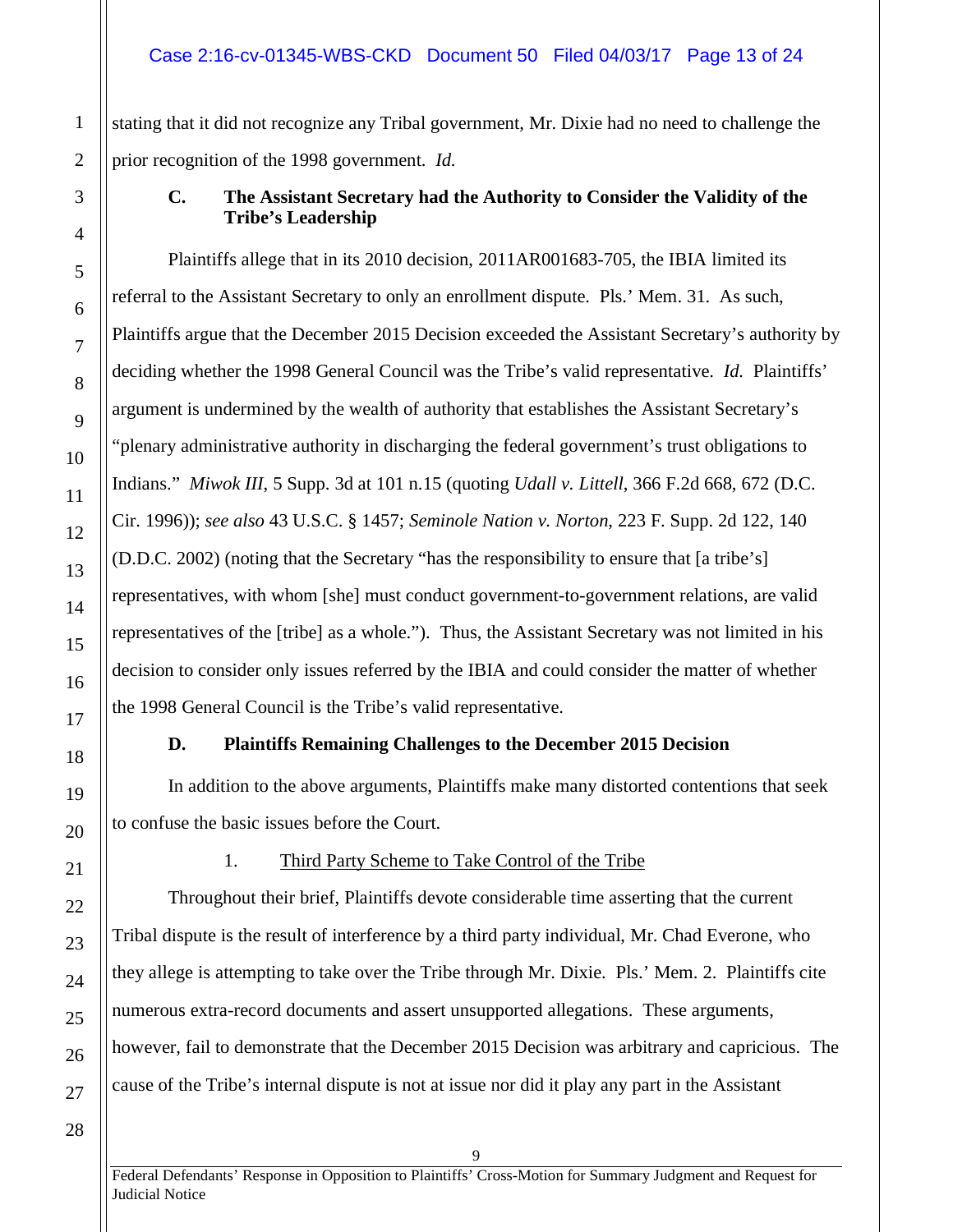stating that it did not recognize any Tribal government, Mr. Dixie had no need to challenge the prior recognition of the 1998 government. *Id.*

### C. The Assistant Secretary had the Authority to Consider the Validity of the Tribe's Leadership

Plaintiffs allege that in its 2010 decision, 2011AR001683-705, the IBIA limited its referral to the Assistant Secretary to only an enrollment dispute. Pls.' Mem. 31. As such, Plaintiffs argue that the December 2015 Decision exceeded the Assistant Secretary's authority by deciding whether the 1998 General Council was the Tribe's valid representative. *Id.* Plaintiffs' argument is undermined by the wealth of authority that establishes the Assistant Secretary's "plenary administrative authority in discharging the federal government's trust obligations to Indians." *Miwok III*, 5 Supp. 3d at 101 n.15 (quoting *Udall v. Littell*, 366 F.2d 668, 672 (D.C. Cir. 1996)); *see also* 43 U.S.C. § 1457; *Seminole Nation v. Norton*, 223 F. Supp. 2d 122, 140 (D.D.C. 2002) (noting that the Secretary "has the responsibility to ensure that [a tribe's] representatives, with whom [she] must conduct government-to-government relations, are valid representatives of the [tribe] as a whole."). Thus, the Assistant Secretary was not limited in his decision to consider only issues referred by the IBIA and could consider the matter of whether the 1998 General Council is the Tribe's valid representative.

### D. Plaintiffs Remaining Challenges to the December 2015 Decision

In addition to the above arguments, Plaintiffs make many distorted contentions that seek to confuse the basic issues before the Court.

#### 1. Third Party Scheme to Take Control of the Tribe

Throughout their brief, Plaintiffs devote considerable time asserting that the current Tribal dispute is the result of interference by a third party individual, Mr. Chad Everone, who they allege is attempting to take over the Tribe through Mr. Dixie. Pls.' Mem. 2. Plaintiffs cite numerous extra-record documents and assert unsupported allegations. These arguments, however, fail to demonstrate that the December 2015 Decision was arbitrary and capricious. The cause of the Tribe's internal dispute is not at issue nor did it play any part in the Assistant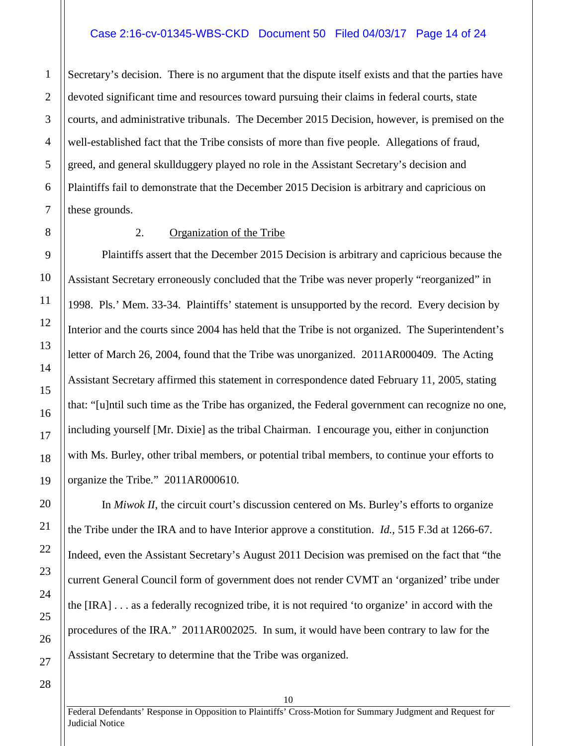Secretary's decision. There is no argument that the dispute itself exists and that the parties have devoted significant time and resources toward pursuing their claims in federal courts, state courts, and administrative tribunals. The December 2015 Decision, however, is premised on the well-established fact that the Tribe consists of more than five people. Allegations of fraud, greed, and general skullduggery played no role in the Assistant Secretary's decision and Plaintiffs fail to demonstrate that the December 2015 Decision is arbitrary and capricious on these grounds.

2. <u>Organization of the Tribe</u>

Plaintiffs assert that the December 2015 Decision is arbitrary and capricious because the Assistant Secretary erroneously concluded that the Tribe was never properly "reorganized" in 1998. Pls.' Mem. 33-34. Plaintiffs' statement is unsupported by the record. Every decision by Interior and the courts since 2004 has held that the Tribe is not organized. The Superintendent's letter of March 26, 2004, found that the Tribe was unorganized. 2011AR000409. The Acting Assistant Secretary affirmed this statement in correspondence dated February 11, 2005, stating that: "[u]ntil such time as the Tribe has organized, the Federal government can recognize no one, including yourself [Mr. Dixie] as the tribal Chairman. I encourage you, either in conjunction with Ms. Burley, other tribal members, or potential tribal members, to continue your efforts to organize the Tribe." 2011AR000610.

In *Miwok II*, the circuit court's discussion centered on Ms. Burley's efforts to organize the Tribe under the IRA and to have Interior approve a constitution. *Id.*, 515 F.3d at 1266-67. Indeed, even the Assistant Secretary's August 2011 Decision was premised on the fact that "the current General Council form of government does not render CVMT an 'organized' tribe under the [IRA] . . . as a federally recognized tribe, it is not required 'to organize' in accord with the procedures of the IRA." 2011AR002025. In sum, it would have been contrary to law for the Assistant Secretary to determine that the Tribe was organized.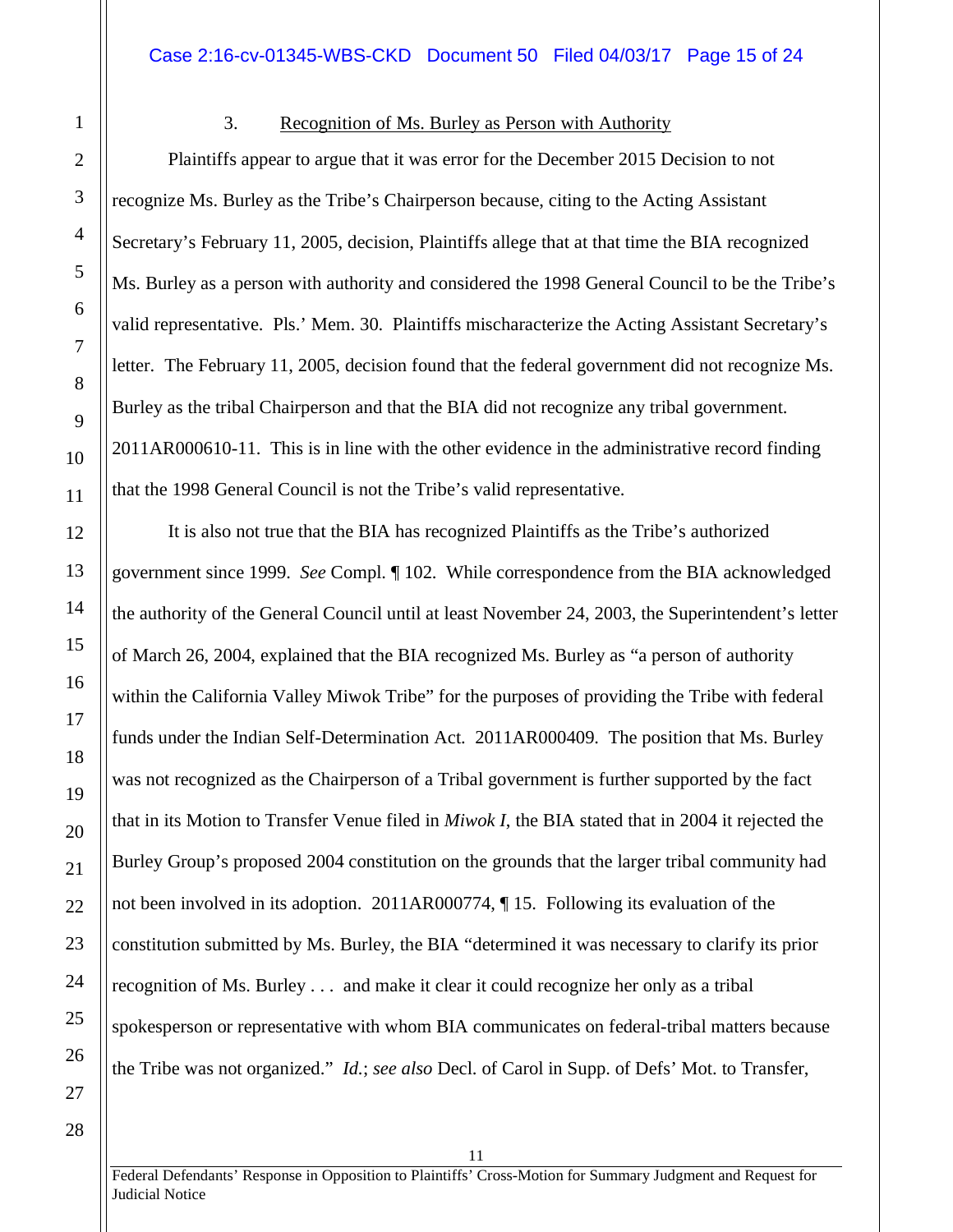3. Recognition of Ms. Burley as Person with Authority

Plaintiffs appear to argue that it was error for the December 2015 Decision to not recognize Ms. Burley as the Tribe's Chairperson because, citing to the Acting Assistant Secretary's February 11, 2005, decision, Plaintiffs allege that at that time the BIA recognized Ms. Burley as a person with authority and considered the 1998 General Council to be the Tribe's valid representative. Pls.' Mem. 30. Plaintiffs mischaracterize the Acting Assistant Secretary's letter. The February 11, 2005, decision found that the federal government did not recognize Ms. Burley as the tribal Chairperson and that the BIA did not recognize any tribal government. 2011AR000610-11. This is in line with the other evidence in the administrative record finding that the 1998 General Council is not the Tribe's valid representative.

It is also not true that the BIA has recognized Plaintiffs as the Tribe's authorized government since 1999. *See* Compl. ¶ 102. While correspondence from the BIA acknowledged the authority of the General Council until at least November 24, 2003, the Superintendent's letter of March 26, 2004, explained that the BIA recognized Ms. Burley as "a person of authority within the California Valley Miwok Tribe" for the purposes of providing the Tribe with federal funds under the Indian Self-Determination Act. 2011AR000409. The position that Ms. Burley was not recognized as the Chairperson of a Tribal government is further supported by the fact that in its Motion to Transfer Venue filed in *Miwok I*, the BIA stated that in 2004 it rejected the Burley Group's proposed 2004 constitution on the grounds that the larger tribal community had not been involved in its adoption. 2011AR000774, ¶ 15. Following its evaluation of the constitution submitted by Ms. Burley, the BIA "determined it was necessary to clarify its prior recognition of Ms. Burley . . . and make it clear it could recognize her only as a tribal spokesperson or representative with whom BIA communicates on federal-tribal matters because the Tribe was not organized." *Id.*; *see also* Decl. of Carol in Supp. of Defs' Mot. to Transfer,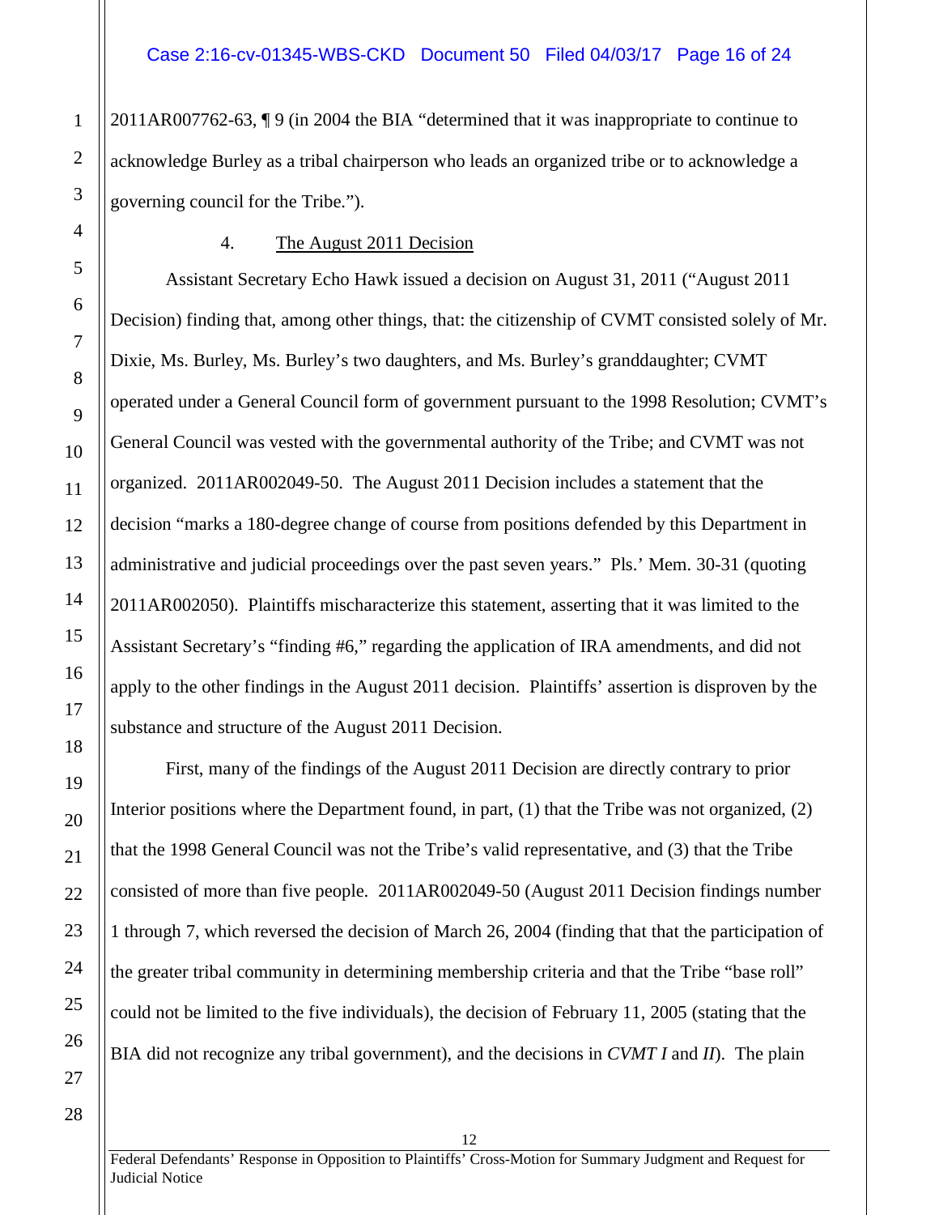2011AR007762-63, ¶ 9 (in 2004 the BIA "determined that it was inappropriate to continue to acknowledge Burley as a tribal chairperson who leads an organized tribe or to acknowledge a governing council for the Tribe.").

4. <u>The August 2011 Decision</u>

Assistant Secretary Echo Hawk issued a decision on August 31, 2011 ("August 2011 Decision) finding that, among other things, that: the citizenship of CVMT consisted solely of Mr. Dixie, Ms. Burley, Ms. Burley's two daughters, and Ms. Burley's granddaughter; CVMT operated under a General Council form of government pursuant to the 1998 Resolution; CVMT's General Council was vested with the governmental authority of the Tribe; and CVMT was not organized. 2011AR002049-50. The August 2011 Decision includes a statement that the decision "marks a 180-degree change of course from positions defended by this Department in administrative and judicial proceedings over the past seven years." Pls.' Mem. 30-31 (quoting 2011AR002050). Plaintiffs mischaracterize this statement, asserting that it was limited to the Assistant Secretary's "finding #6," regarding the application of IRA amendments, and did not apply to the other findings in the August 2011 decision. Plaintiffs' assertion is disproven by the substance and structure of the August 2011 Decision.

First, many of the findings of the August 2011 Decision are directly contrary to prior Interior positions where the Department found, in part, (1) that the Tribe was not organized, (2) that the 1998 General Council was not the Tribe's valid representative, and (3) that the Tribe consisted of more than five people. 2011AR002049-50 (August 2011 Decision findings number 1 through 7, which reversed the decision of March 26, 2004 (finding that that the participation of the greater tribal community in determining membership criteria and that the Tribe "base roll" could not be limited to the five individuals), the decision of February 11, 2005 (stating that the BIA did not recognize any tribal government), and the decisions in *CVMT I* and *II*). The plain

Federal Defendants' Response in Opposition to Plaintiffs' Cross-Motion for Summary Judgment and Request for Judicial Notice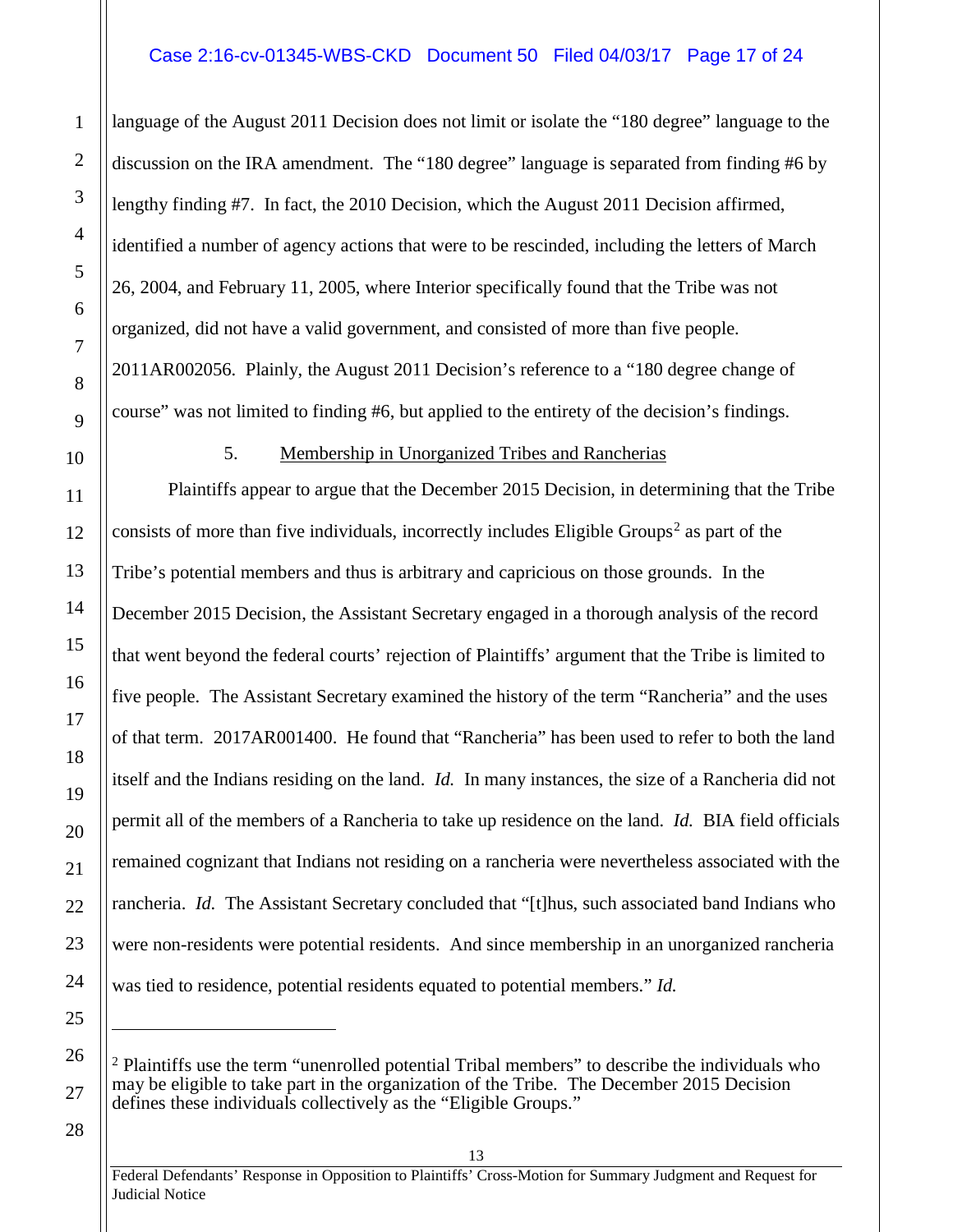language of the August 2011 Decision does not limit or isolate the "180 degree" language to the discussion on the IRA amendment. The "180 degree" language is separated from finding #6 by lengthy finding #7. In fact, the 2010 Decision, which the August 2011 Decision affirmed, identified a number of agency actions that were to be rescinded, including the letters of March 26, 2004, and February 11, 2005, where Interior specifically found that the Tribe was not organized, did not have a valid government, and consisted of more than five people. 2011AR002056. Plainly, the August 2011 Decision's reference to a "180 degree change of course" was not limited to finding #6, but applied to the entirety of the decision's findings.

5. Membership in Unorganized Tribes and Rancherias

Plaintiffs appear to argue that the December 2015 Decision, in determining that the Tribe consists of more than five individuals, incorrectly includes Eligible Groups[2] as part of the Tribe's potential members and thus is arbitrary and capricious on those grounds. In the December 2015 Decision, the Assistant Secretary engaged in a thorough analysis of the record that went beyond the federal courts' rejection of Plaintiffs' argument that the Tribe is limited to five people. The Assistant Secretary examined the history of the term "Rancheria" and the uses of that term. 2017AR001400. He found that "Rancheria" has been used to refer to both the land itself and the Indians residing on the land. *Id.* In many instances, the size of a Rancheria did not permit all of the members of a Rancheria to take up residence on the land. *Id.* BIA field officials remained cognizant that Indians not residing on a rancheria were nevertheless associated with the rancheria. *Id.* The Assistant Secretary concluded that "[t]hus, such associated band Indians who were non-residents were potential residents. And since membership in an unorganized rancheria was tied to residence, potential residents equated to potential members." *Id.*

---

[2] Plaintiffs use the term "unenrolled potential Tribal members" to describe the individuals who may be eligible to take part in the organization of the Tribe. The December 2015 Decision defines these individuals collectively as the "Eligible Groups."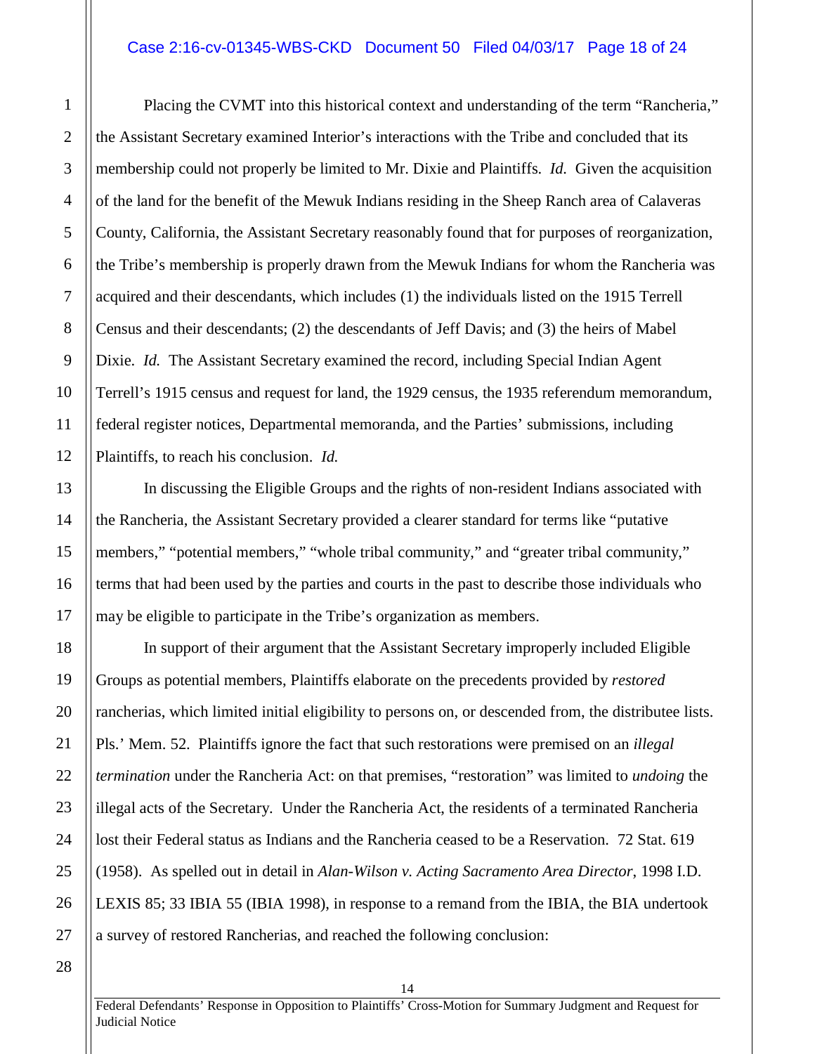Placing the CVMT into this historical context and understanding of the term "Rancheria," the Assistant Secretary examined Interior's interactions with the Tribe and concluded that its membership could not properly be limited to Mr. Dixie and Plaintiffs. *Id.* Given the acquisition of the land for the benefit of the Mewuk Indians residing in the Sheep Ranch area of Calaveras County, California, the Assistant Secretary reasonably found that for purposes of reorganization, the Tribe's membership is properly drawn from the Mewuk Indians for whom the Rancheria was acquired and their descendants, which includes (1) the individuals listed on the 1915 Terrell Census and their descendants; (2) the descendants of Jeff Davis; and (3) the heirs of Mabel Dixie. *Id.* The Assistant Secretary examined the record, including Special Indian Agent Terrell's 1915 census and request for land, the 1929 census, the 1935 referendum memorandum, federal register notices, Departmental memoranda, and the Parties' submissions, including Plaintiffs, to reach his conclusion. *Id.*

In discussing the Eligible Groups and the rights of non-resident Indians associated with the Rancheria, the Assistant Secretary provided a clearer standard for terms like "putative members," "potential members," "whole tribal community," and "greater tribal community," terms that had been used by the parties and courts in the past to describe those individuals who may be eligible to participate in the Tribe's organization as members.

In support of their argument that the Assistant Secretary improperly included Eligible Groups as potential members, Plaintiffs elaborate on the precedents provided by *restored* rancherias, which limited initial eligibility to persons on, or descended from, the distributee lists. Pls.' Mem. 52. Plaintiffs ignore the fact that such restorations were premised on an *illegal termination* under the Rancheria Act: on that premises, "restoration" was limited to *undoing* the illegal acts of the Secretary. Under the Rancheria Act, the residents of a terminated Rancheria lost their Federal status as Indians and the Rancheria ceased to be a Reservation. 72 Stat. 619 (1958). As spelled out in detail in *Alan-Wilson v. Acting Sacramento Area Director*, 1998 I.D. LEXIS 85; 33 IBIA 55 (IBIA 1998), in response to a remand from the IBIA, the BIA undertook a survey of restored Rancherias, and reached the following conclusion: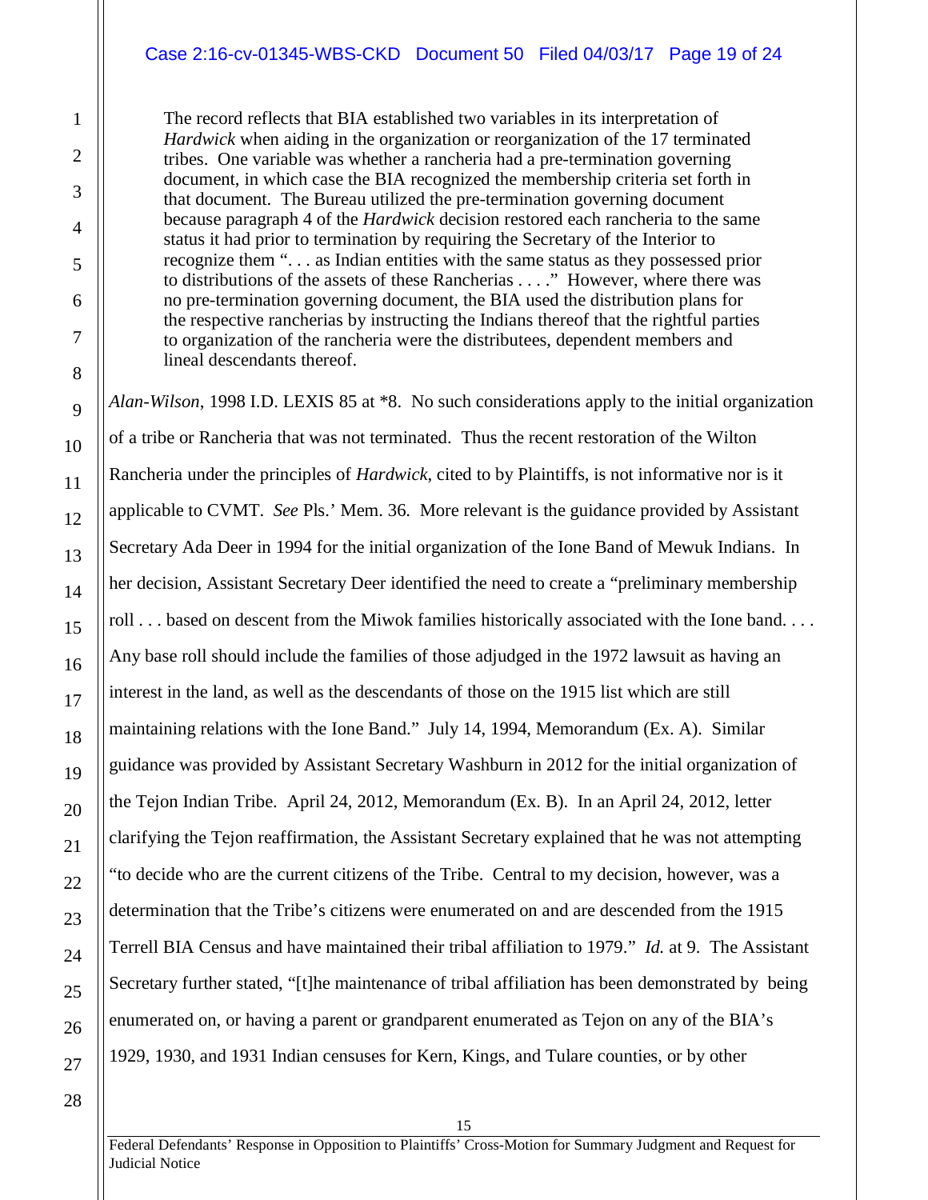> The record reflects that BIA established two variables in its interpretation of *Hardwick* when aiding in the organization or reorganization of the 17 terminated tribes. One variable was whether a rancheria had a pre-termination governing document, in which case the BIA recognized the membership criteria set forth in that document. The Bureau utilized the pre-termination governing document because paragraph 4 of the *Hardwick* decision restored each rancheria to the same status it had prior to termination by requiring the Secretary of the Interior to recognize them ". . . as Indian entities with the same status as they possessed prior to distributions of the assets of these Rancherias . . . ." However, where there was no pre-termination governing document, the BIA used the distribution plans for the respective rancherias by instructing the Indians thereof that the rightful parties to organization of the rancheria were the distributees, dependent members and lineal descendants thereof.

*Alan-Wilson*, 1998 I.D. LEXIS 85 at *8. No such considerations apply to the initial organization of a tribe or Rancheria that was not terminated. Thus the recent restoration of the Wilton Rancheria under the principles of *Hardwick*, cited to by Plaintiffs, is not informative nor is it applicable to CVMT. *See* Pls.' Mem. 36. More relevant is the guidance provided by Assistant Secretary Ada Deer in 1994 for the initial organization of the Ione Band of Mewuk Indians. In her decision, Assistant Secretary Deer identified the need to create a "preliminary membership roll . . . based on descent from the Miwok families historically associated with the Ione band. . . . Any base roll should include the families of those adjudged in the 1972 lawsuit as having an interest in the land, as well as the descendants of those on the 1915 list which are still maintaining relations with the Ione Band." July 14, 1994, Memorandum (Ex. A). Similar guidance was provided by Assistant Secretary Washburn in 2012 for the initial organization of the Tejon Indian Tribe. April 24, 2012, Memorandum (Ex. B). In an April 24, 2012, letter clarifying the Tejon reaffirmation, the Assistant Secretary explained that he was not attempting "to decide who are the current citizens of the Tribe. Central to my decision, however, was a determination that the Tribe's citizens were enumerated on and are descended from the 1915 Terrell BIA Census and have maintained their tribal affiliation to 1979." *Id.* at 9. The Assistant Secretary further stated, "[t]he maintenance of tribal affiliation has been demonstrated by being enumerated on, or having a parent or grandparent enumerated as Tejon on any of the BIA's 1929, 1930, and 1931 Indian censuses for Kern, Kings, and Tulare counties, or by other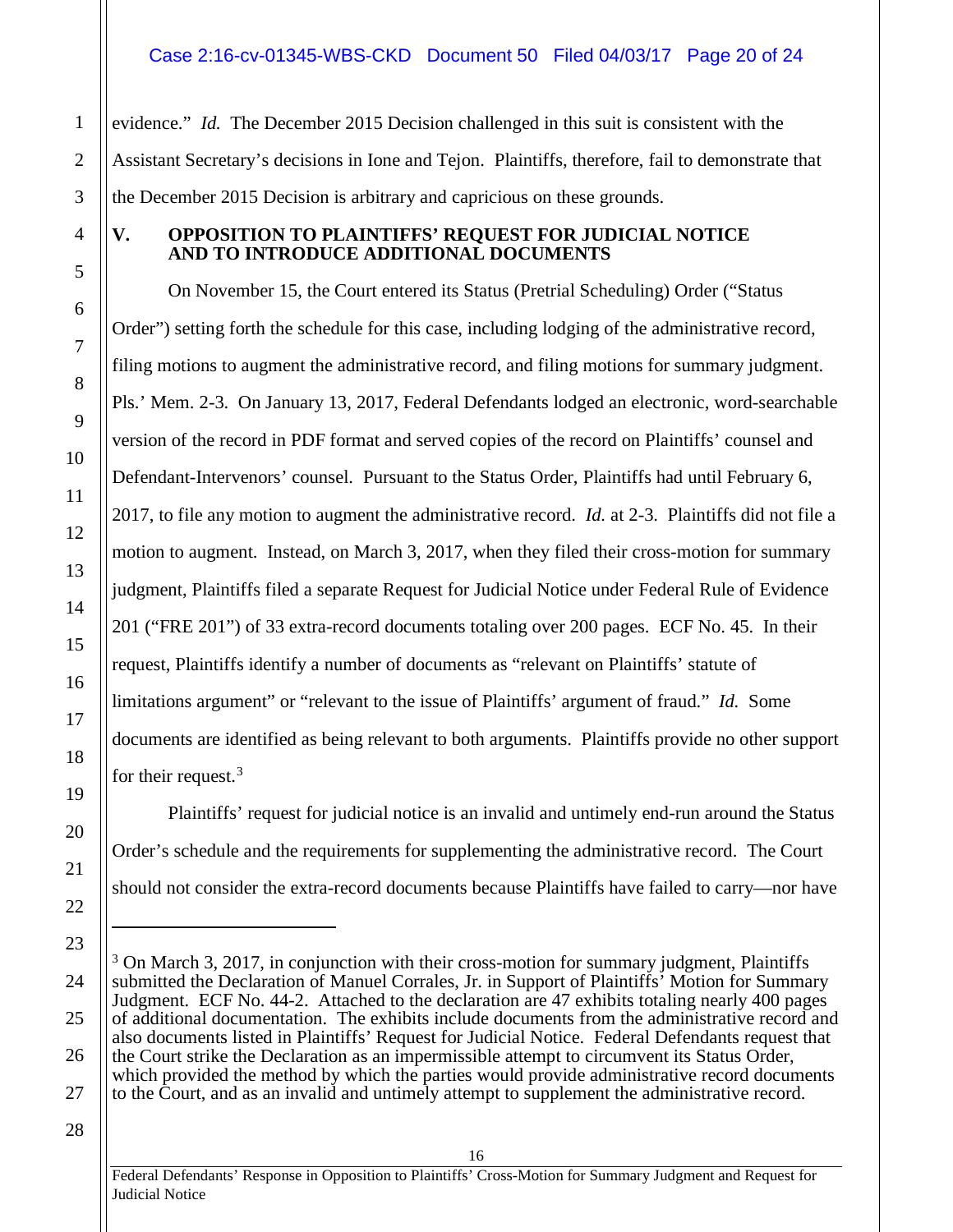evidence." *Id.* The December 2015 Decision challenged in this suit is consistent with the Assistant Secretary's decisions in Ione and Tejon. Plaintiffs, therefore, fail to demonstrate that the December 2015 Decision is arbitrary and capricious on these grounds.

## V. OPPOSITION TO PLAINTIFFS' REQUEST FOR JUDICIAL NOTICE AND TO INTRODUCE ADDITIONAL DOCUMENTS

On November 15, the Court entered its Status (Pretrial Scheduling) Order ("Status Order") setting forth the schedule for this case, including lodging of the administrative record, filing motions to augment the administrative record, and filing motions for summary judgment. Pls.' Mem. 2-3. On January 13, 2017, Federal Defendants lodged an electronic, word-searchable version of the record in PDF format and served copies of the record on Plaintiffs' counsel and Defendant-Intervenors' counsel. Pursuant to the Status Order, Plaintiffs had until February 6, 2017, to file any motion to augment the administrative record. *Id.* at 2-3. Plaintiffs did not file a motion to augment. Instead, on March 3, 2017, when they filed their cross-motion for summary judgment, Plaintiffs filed a separate Request for Judicial Notice under Federal Rule of Evidence 201 ("FRE 201") of 33 extra-record documents totaling over 200 pages. ECF No. 45. In their request, Plaintiffs identify a number of documents as "relevant on Plaintiffs' statute of limitations argument" or "relevant to the issue of Plaintiffs' argument of fraud." *Id.* Some documents are identified as being relevant to both arguments. Plaintiffs provide no other support for their request.[3]

Plaintiffs' request for judicial notice is an invalid and untimely end-run around the Status Order's schedule and the requirements for supplementing the administrative record. The Court should not consider the extra-record documents because Plaintiffs have failed to carry—nor have

---

[3] On March 3, 2017, in conjunction with their cross-motion for summary judgment, Plaintiffs submitted the Declaration of Manuel Corrales, Jr. in Support of Plaintiffs' Motion for Summary Judgment. ECF No. 44-2. Attached to the declaration are 47 exhibits totaling nearly 400 pages of additional documentation. The exhibits include documents from the administrative record and also documents listed in Plaintiffs' Request for Judicial Notice. Federal Defendants request that the Court strike the Declaration as an impermissible attempt to circumvent its Status Order, which provided the method by which the parties would provide administrative record documents to the Court, and as an invalid and untimely attempt to supplement the administrative record.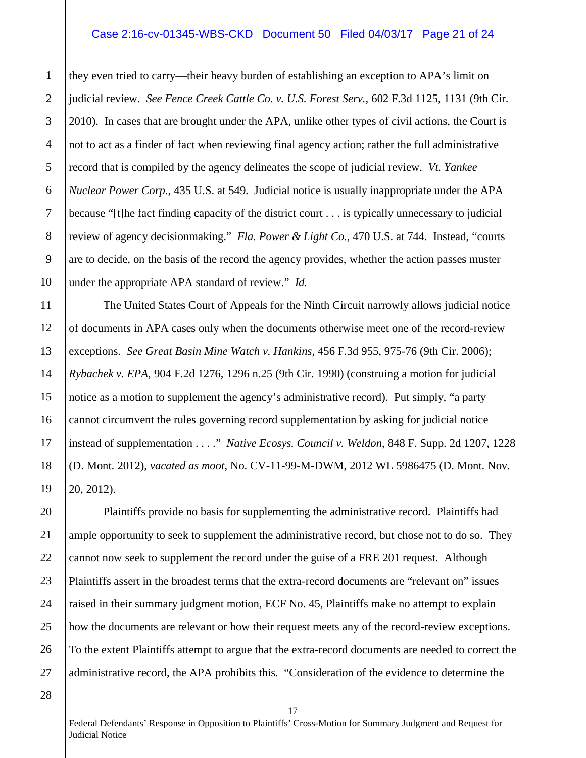they even tried to carry—their heavy burden of establishing an exception to APA's limit on judicial review. *See Fence Creek Cattle Co. v. U.S. Forest Serv.*, 602 F.3d 1125, 1131 (9th Cir. 2010). In cases that are brought under the APA, unlike other types of civil actions, the Court is not to act as a finder of fact when reviewing final agency action; rather the full administrative record that is compiled by the agency delineates the scope of judicial review. *Vt. Yankee Nuclear Power Corp.*, 435 U.S. at 549. Judicial notice is usually inappropriate under the APA because "[t]he fact finding capacity of the district court . . . is typically unnecessary to judicial review of agency decisionmaking." *Fla. Power & Light Co.*, 470 U.S. at 744. Instead, "courts are to decide, on the basis of the record the agency provides, whether the action passes muster under the appropriate APA standard of review." *Id.*

The United States Court of Appeals for the Ninth Circuit narrowly allows judicial notice of documents in APA cases only when the documents otherwise meet one of the record-review exceptions. *See Great Basin Mine Watch v. Hankins*, 456 F.3d 955, 975-76 (9th Cir. 2006); *Rybachek v. EPA*, 904 F.2d 1276, 1296 n.25 (9th Cir. 1990) (construing a motion for judicial notice as a motion to supplement the agency's administrative record). Put simply, "a party cannot circumvent the rules governing record supplementation by asking for judicial notice instead of supplementation . . . ." *Native Ecosys. Council v. Weldon*, 848 F. Supp. 2d 1207, 1228 (D. Mont. 2012), *vacated as moot*, No. CV-11-99-M-DWM, 2012 WL 5986475 (D. Mont. Nov. 20, 2012).

Plaintiffs provide no basis for supplementing the administrative record. Plaintiffs had ample opportunity to seek to supplement the administrative record, but chose not to do so. They cannot now seek to supplement the record under the guise of a FRE 201 request. Although Plaintiffs assert in the broadest terms that the extra-record documents are "relevant on" issues raised in their summary judgment motion, ECF No. 45, Plaintiffs make no attempt to explain how the documents are relevant or how their request meets any of the record-review exceptions. To the extent Plaintiffs attempt to argue that the extra-record documents are needed to correct the administrative record, the APA prohibits this. "Consideration of the evidence to determine the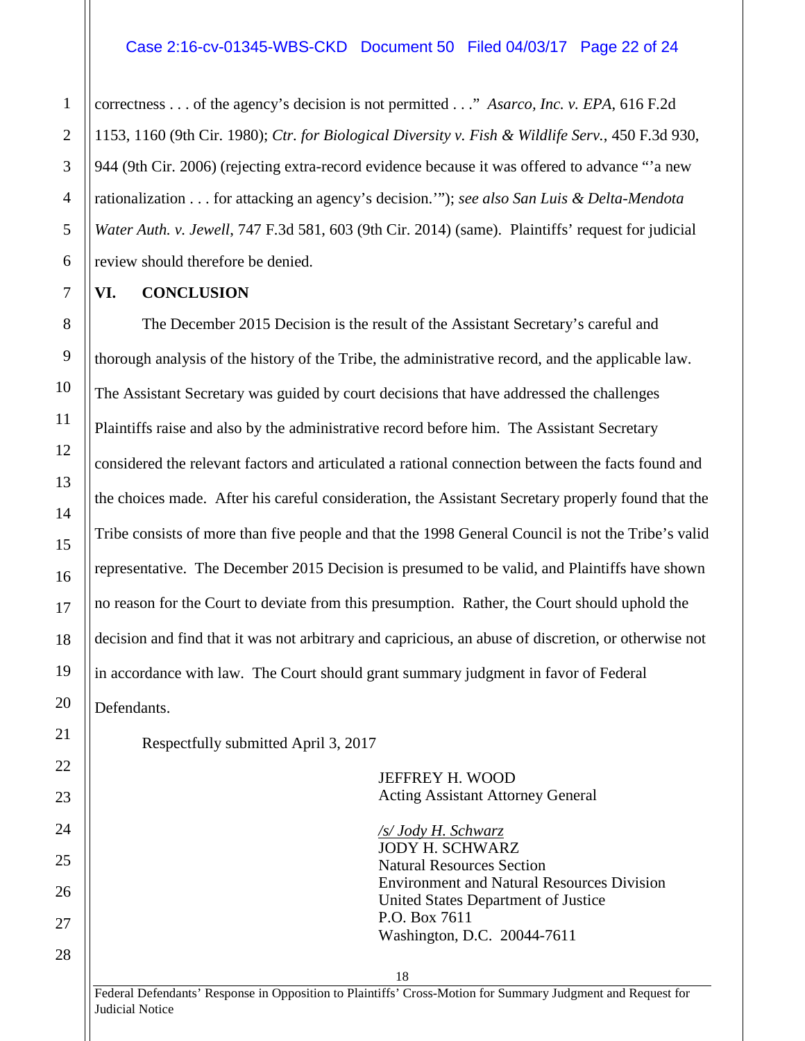correctness . . . of the agency's decision is not permitted . . ." *Asarco, Inc. v. EPA*, 616 F.2d 1153, 1160 (9th Cir. 1980); *Ctr. for Biological Diversity v. Fish & Wildlife Serv.*, 450 F.3d 930, 944 (9th Cir. 2006) (rejecting extra-record evidence because it was offered to advance "'a new rationalization . . . for attacking an agency's decision.'"); *see also San Luis & Delta-Mendota Water Auth. v. Jewell*, 747 F.3d 581, 603 (9th Cir. 2014) (same). Plaintiffs' request for judicial review should therefore be denied.

## VI. CONCLUSION

The December 2015 Decision is the result of the Assistant Secretary's careful and thorough analysis of the history of the Tribe, the administrative record, and the applicable law. The Assistant Secretary was guided by court decisions that have addressed the challenges Plaintiffs raise and also by the administrative record before him. The Assistant Secretary considered the relevant factors and articulated a rational connection between the facts found and the choices made. After his careful consideration, the Assistant Secretary properly found that the Tribe consists of more than five people and that the 1998 General Council is not the Tribe's valid representative. The December 2015 Decision is presumed to be valid, and Plaintiffs have shown no reason for the Court to deviate from this presumption. Rather, the Court should uphold the decision and find that it was not arbitrary and capricious, an abuse of discretion, or otherwise not in accordance with law. The Court should grant summary judgment in favor of Federal Defendants.

Respectfully submitted April 3, 2017

JEFFREY H. WOOD
Acting Assistant Attorney General

*/s/ Jody H. Schwarz*
JODY H. SCHWARZ
Natural Resources Section
Environment and Natural Resources Division
United States Department of Justice
P.O. Box 7611
Washington, D.C. 20044-7611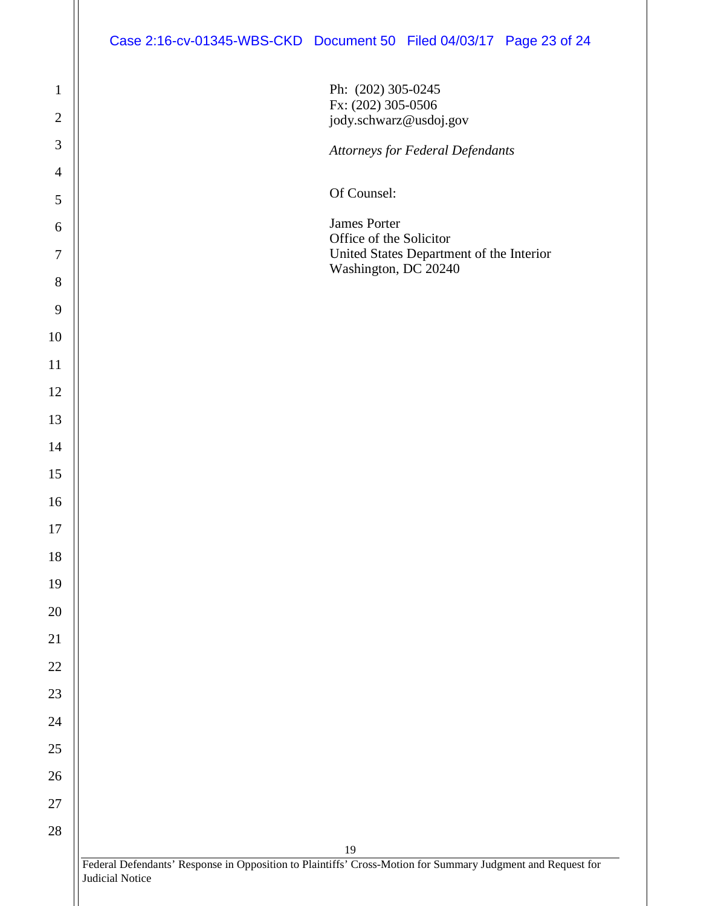Ph: (202) 305-0245
Fx: (202) 305-0506
jody.schwarz@usdoj.gov

*Attorneys for Federal Defendants*

Of Counsel:

James Porter
Office of the Solicitor
United States Department of the Interior
Washington, DC 20240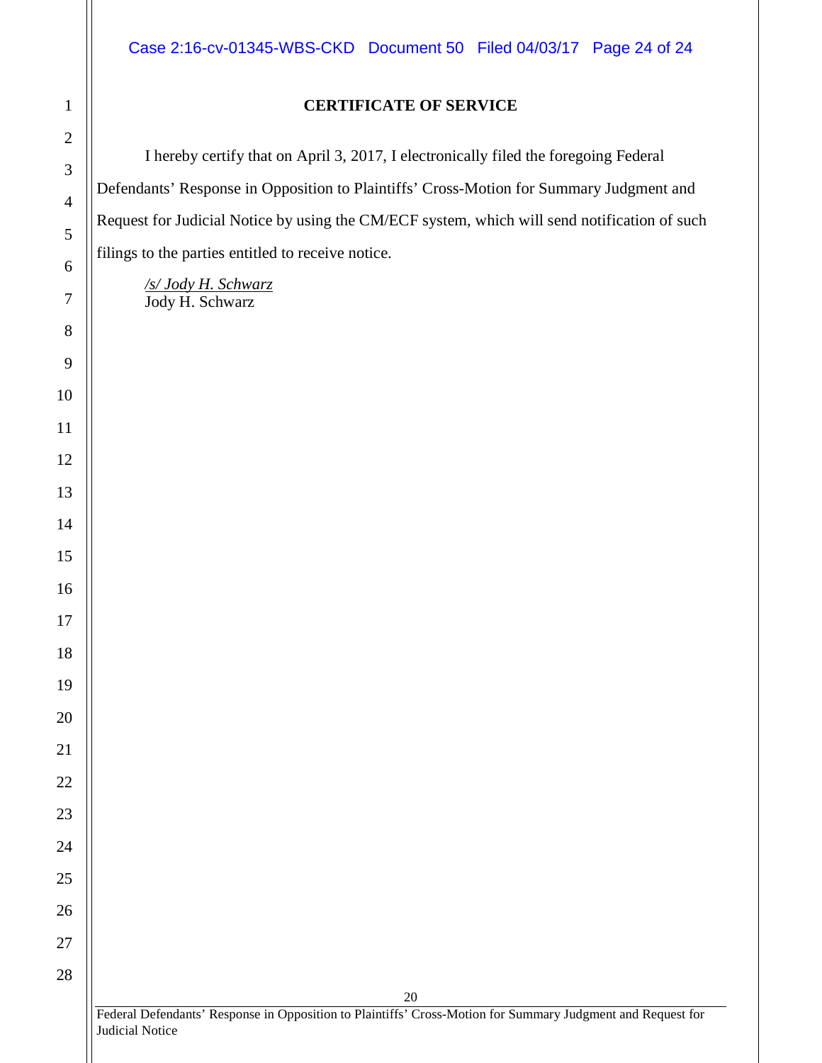## CERTIFICATE OF SERVICE

I hereby certify that on April 3, 2017, I electronically filed the foregoing Federal Defendants' Response in Opposition to Plaintiffs' Cross-Motion for Summary Judgment and Request for Judicial Notice by using the CM/ECF system, which will send notification of such filings to the parties entitled to receive notice.

*/s/ Jody H. Schwarz*
Jody H. Schwarz